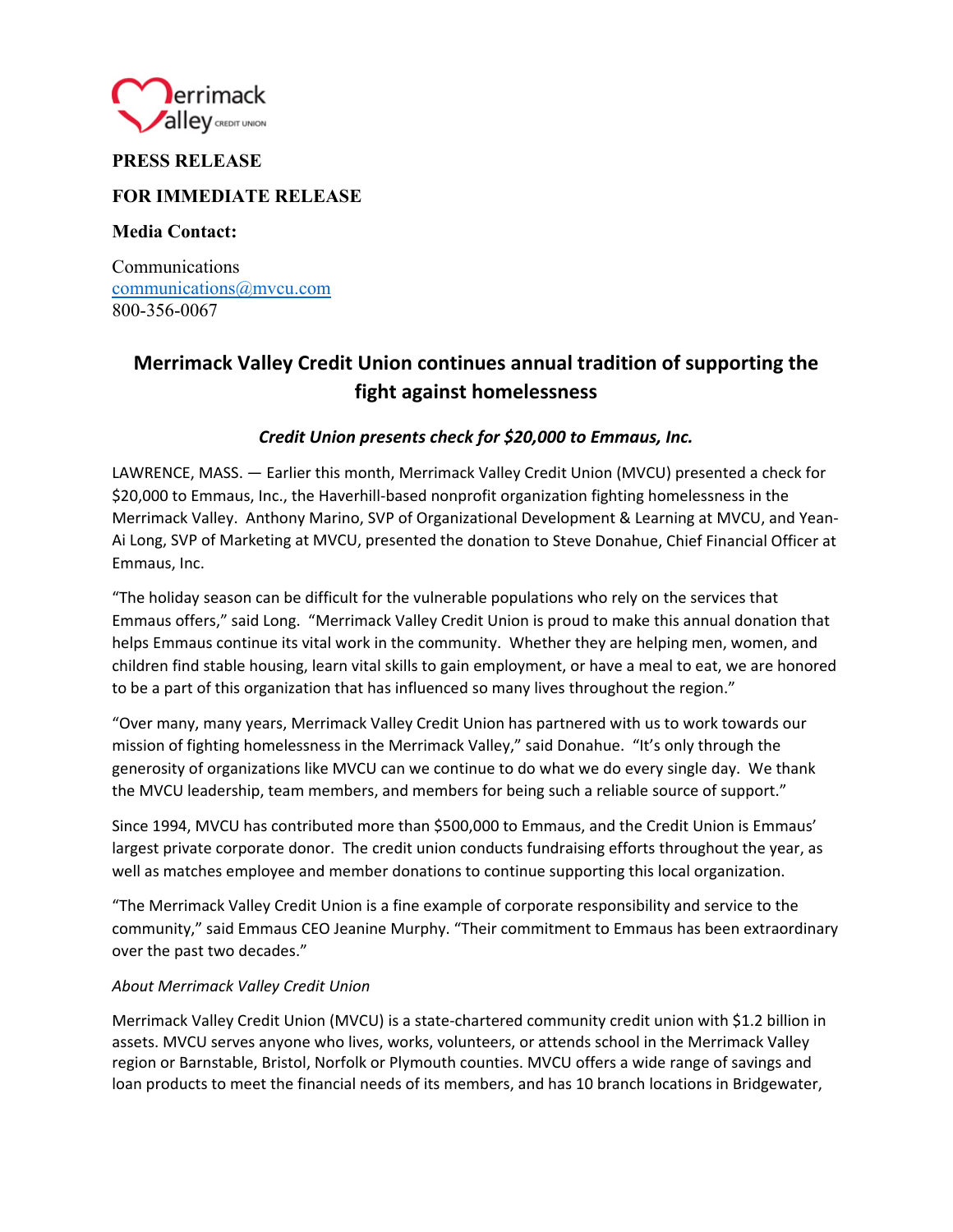Merrimack Valley CREDIT UNION

**PRESS RELEASE**

**FOR IMMEDIATE RELEASE**

**Media Contact:**

Communications
communications@mvcu.com
800-356-0067

## Merrimack Valley Credit Union continues annual tradition of supporting the fight against homelessness

### *Credit Union presents check for $20,000 to Emmaus, Inc.*

LAWRENCE, MASS. — Earlier this month, Merrimack Valley Credit Union (MVCU) presented a check for $20,000 to Emmaus, Inc., the Haverhill-based nonprofit organization fighting homelessness in the Merrimack Valley. Anthony Marino, SVP of Organizational Development & Learning at MVCU, and Yean-Ai Long, SVP of Marketing at MVCU, presented the donation to Steve Donahue, Chief Financial Officer at Emmaus, Inc.

"The holiday season can be difficult for the vulnerable populations who rely on the services that Emmaus offers," said Long. "Merrimack Valley Credit Union is proud to make this annual donation that helps Emmaus continue its vital work in the community. Whether they are helping men, women, and children find stable housing, learn vital skills to gain employment, or have a meal to eat, we are honored to be a part of this organization that has influenced so many lives throughout the region."

"Over many, many years, Merrimack Valley Credit Union has partnered with us to work towards our mission of fighting homelessness in the Merrimack Valley," said Donahue. "It's only through the generosity of organizations like MVCU can we continue to do what we do every single day. We thank the MVCU leadership, team members, and members for being such a reliable source of support."

Since 1994, MVCU has contributed more than $500,000 to Emmaus, and the Credit Union is Emmaus' largest private corporate donor. The credit union conducts fundraising efforts throughout the year, as well as matches employee and member donations to continue supporting this local organization.

"The Merrimack Valley Credit Union is a fine example of corporate responsibility and service to the community," said Emmaus CEO Jeanine Murphy. "Their commitment to Emmaus has been extraordinary over the past two decades."

*About Merrimack Valley Credit Union*

Merrimack Valley Credit Union (MVCU) is a state-chartered community credit union with $1.2 billion in assets. MVCU serves anyone who lives, works, volunteers, or attends school in the Merrimack Valley region or Barnstable, Bristol, Norfolk or Plymouth counties. MVCU offers a wide range of savings and loan products to meet the financial needs of its members, and has 10 branch locations in Bridgewater,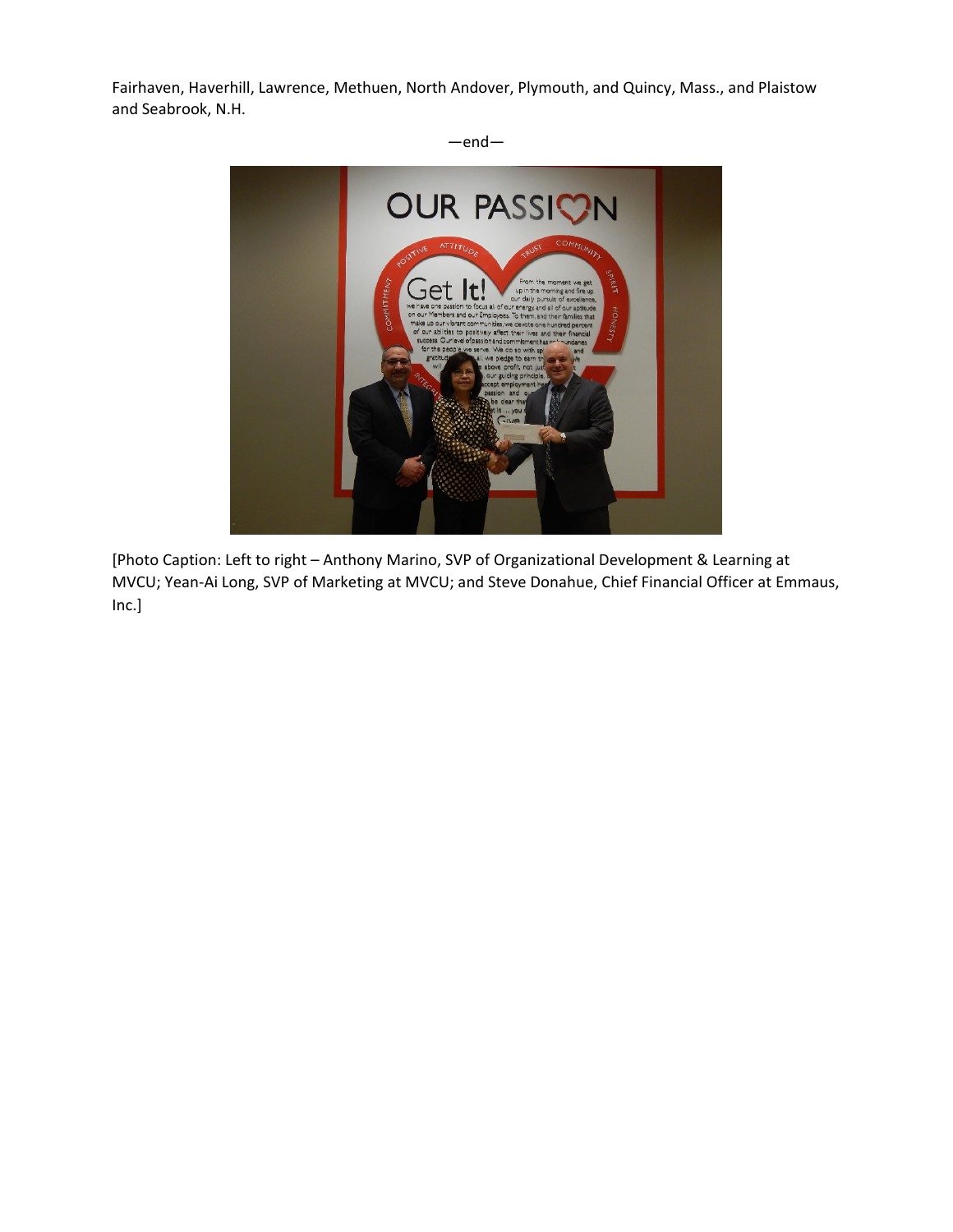Fairhaven, Haverhill, Lawrence, Methuen, North Andover, Plymouth, and Quincy, Mass., and Plaistow and Seabrook, N.H.

—end—

[Photo Caption: Left to right – Anthony Marino, SVP of Organizational Development & Learning at MVCU; Yean-Ai Long, SVP of Marketing at MVCU; and Steve Donahue, Chief Financial Officer at Emmaus, Inc.]